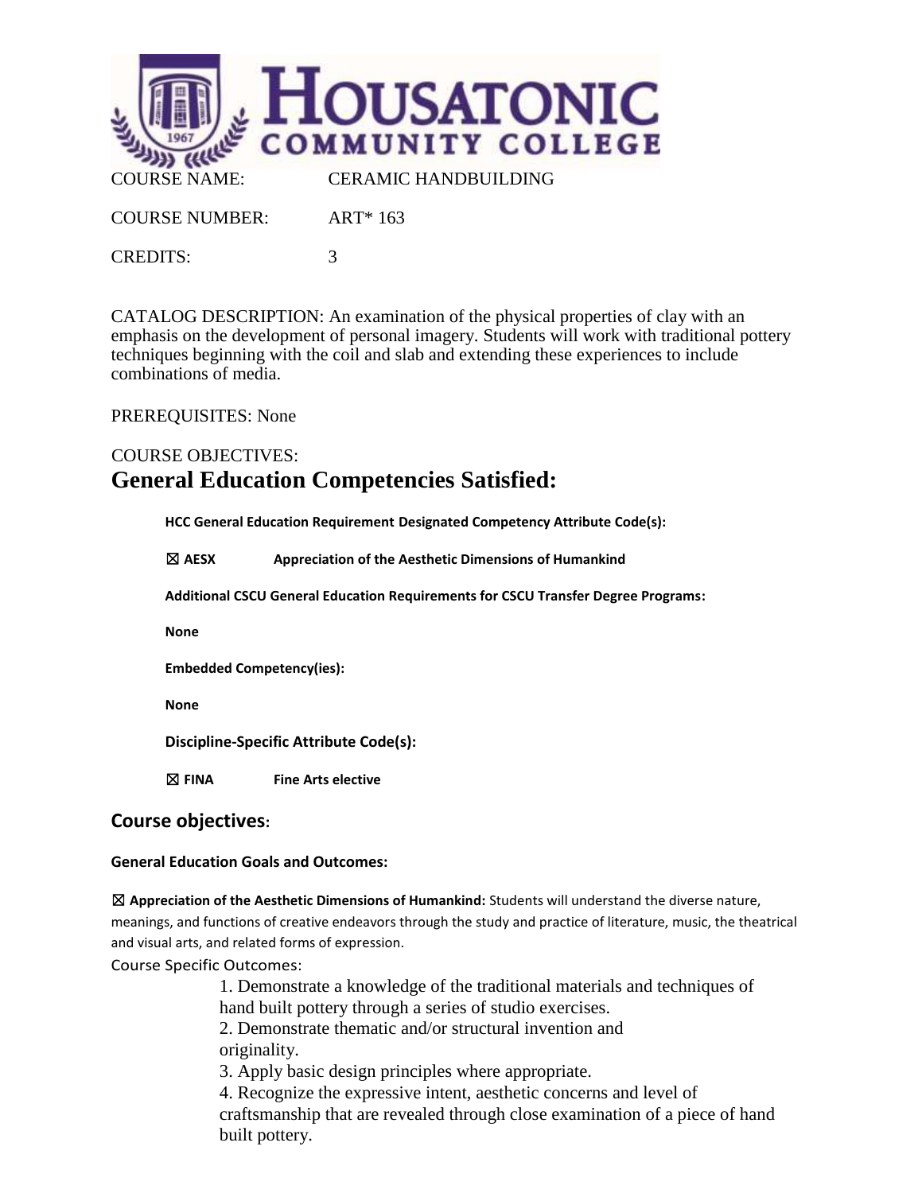# HOUSATONIC COMMUNITY COLLEGE

COURSE NAME: CERAMIC HANDBUILDING

COURSE NUMBER: ART* 163

CREDITS: 3

CATALOG DESCRIPTION: An examination of the physical properties of clay with an emphasis on the development of personal imagery. Students will work with traditional pottery techniques beginning with the coil and slab and extending these experiences to include combinations of media.

PREREQUISITES: None

COURSE OBJECTIVES:

# General Education Competencies Satisfied:

**HCC General Education Requirement Designated Competency Attribute Code(s):**

**☒ AESX Appreciation of the Aesthetic Dimensions of Humankind**

**Additional CSCU General Education Requirements for CSCU Transfer Degree Programs:**

**None**

**Embedded Competency(ies):**

**None**

**Discipline-Specific Attribute Code(s):**

**☒ FINA Fine Arts elective**

## Course objectives:

**General Education Goals and Outcomes:**

☒ **Appreciation of the Aesthetic Dimensions of Humankind:** Students will understand the diverse nature, meanings, and functions of creative endeavors through the study and practice of literature, music, the theatrical and visual arts, and related forms of expression.

Course Specific Outcomes:

1. Demonstrate a knowledge of the traditional materials and techniques of hand built pottery through a series of studio exercises.
2. Demonstrate thematic and/or structural invention and originality.
3. Apply basic design principles where appropriate.
4. Recognize the expressive intent, aesthetic concerns and level of craftsmanship that are revealed through close examination of a piece of hand built pottery.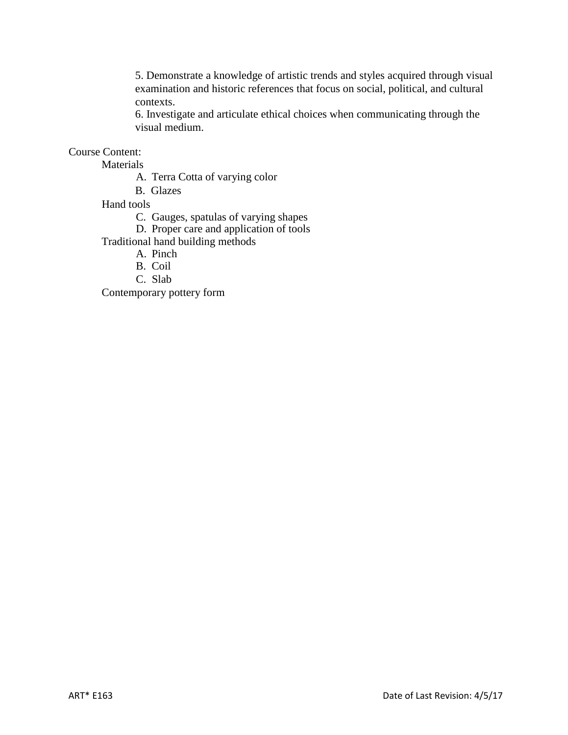5. Demonstrate a knowledge of artistic trends and styles acquired through visual examination and historic references that focus on social, political, and cultural contexts.
6. Investigate and articulate ethical choices when communicating through the visual medium.

Course Content:

Materials

A. Terra Cotta of varying color
B. Glazes

Hand tools

C. Gauges, spatulas of varying shapes
D. Proper care and application of tools

Traditional hand building methods

A. Pinch
B. Coil
C. Slab

Contemporary pottery form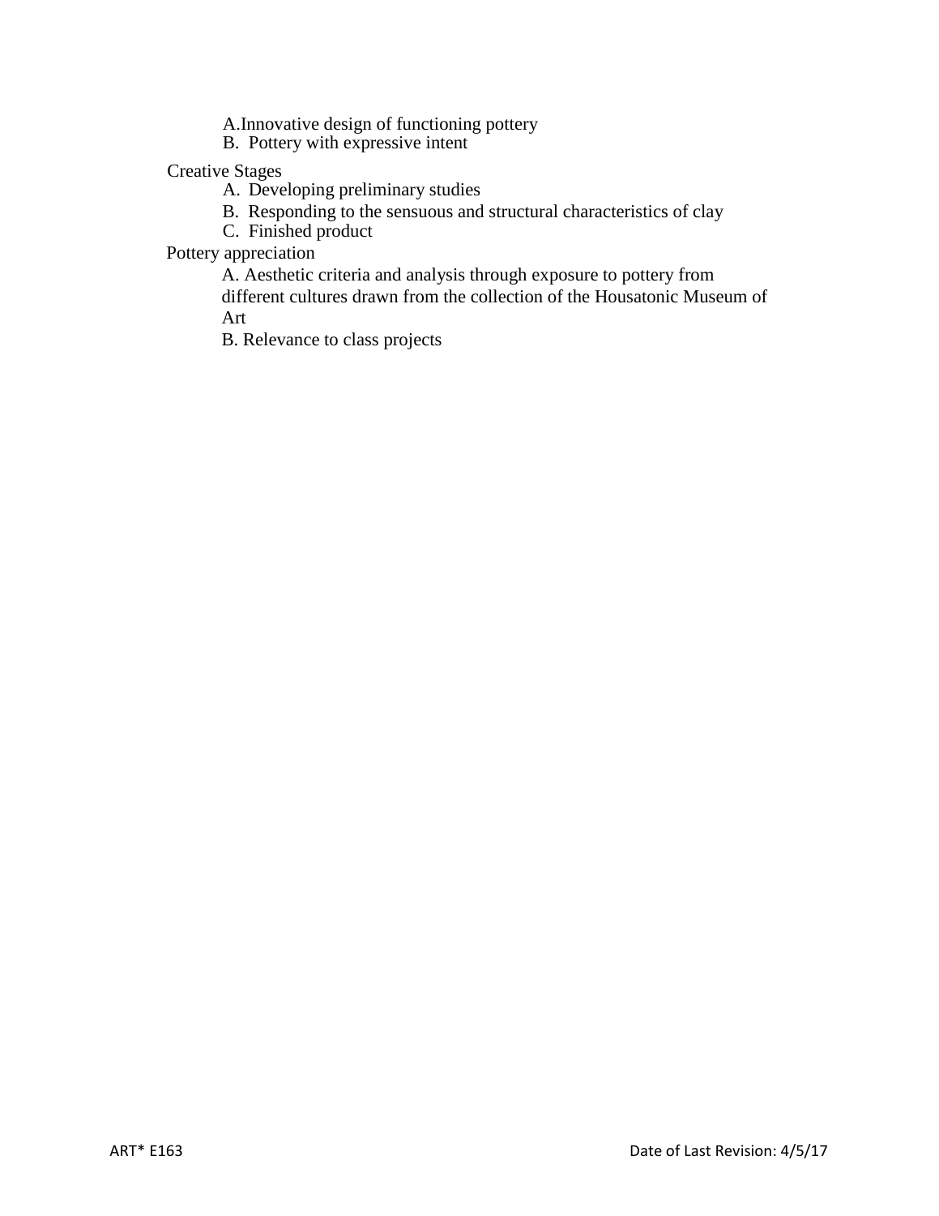A. Innovative design of functioning pottery
B. Pottery with expressive intent

Creative Stages

A. Developing preliminary studies
B. Responding to the sensuous and structural characteristics of clay
C. Finished product

Pottery appreciation

A. Aesthetic criteria and analysis through exposure to pottery from different cultures drawn from the collection of the Housatonic Museum of Art
B. Relevance to class projects